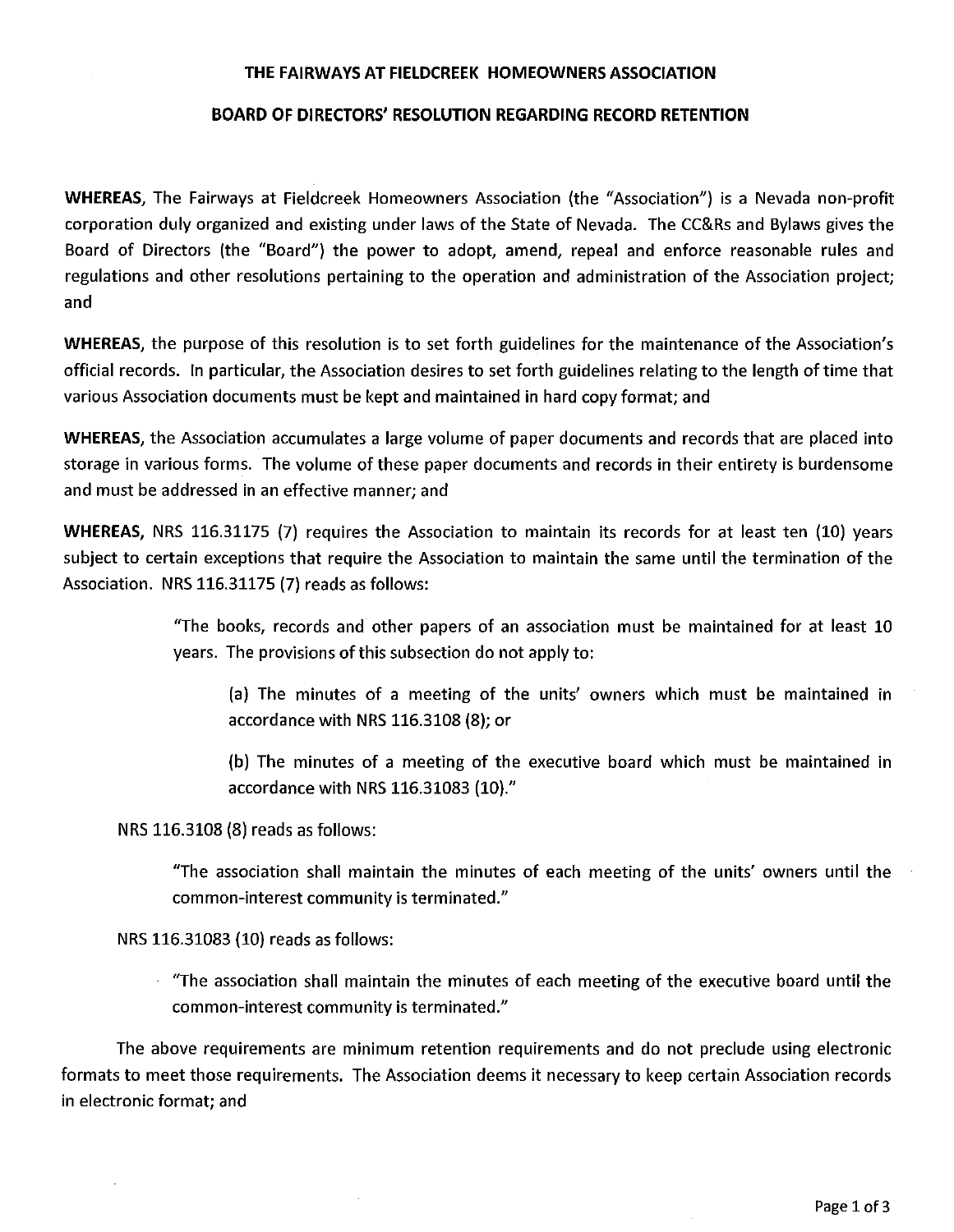# THE FAIRWAYS AT FIELDCREEK HOMEOWNERS ASSOCIATION

## BOARD OF DIRECTORS' RESOLUTION REGARDING RECORD RETENTION

**WHEREAS,** The Fairways at Fieldcreek Homeowners Association (the "Association") is a Nevada non-profit corporation duly organized and existing under laws of the State of Nevada. The CC&Rs and Bylaws gives the Board of Directors (the "Board") the power to adopt, amend, repeal and enforce reasonable rules and regulations and other resolutions pertaining to the operation and administration of the Association project; and

**WHEREAS,** the purpose of this resolution is to set forth guidelines for the maintenance of the Association's official records. In particular, the Association desires to set forth guidelines relating to the length of time that various Association documents must be kept and maintained in hard copy format; and

**WHEREAS,** the Association accumulates a large volume of paper documents and records that are placed into storage in various forms. The volume of these paper documents and records in their entirety is burdensome and must be addressed in an effective manner; and

**WHEREAS,** NRS 116.31175 (7) requires the Association to maintain its records for at least ten (10) years subject to certain exceptions that require the Association to maintain the same until the termination of the Association. NRS 116.31175 (7) reads as follows:

> "The books, records and other papers of an association must be maintained for at least 10 years. The provisions of this subsection do not apply to:
>
> > (a) The minutes of a meeting of the units' owners which must be maintained in accordance with NRS 116.3108 (8); or
> >
> > (b) The minutes of a meeting of the executive board which must be maintained in accordance with NRS 116.31083 (10)."

NRS 116.3108 (8) reads as follows:

> "The association shall maintain the minutes of each meeting of the units' owners until the common-interest community is terminated."

NRS 116.31083 (10) reads as follows:

> "The association shall maintain the minutes of each meeting of the executive board until the common-interest community is terminated."

The above requirements are minimum retention requirements and do not preclude using electronic formats to meet those requirements. The Association deems it necessary to keep certain Association records in electronic format; and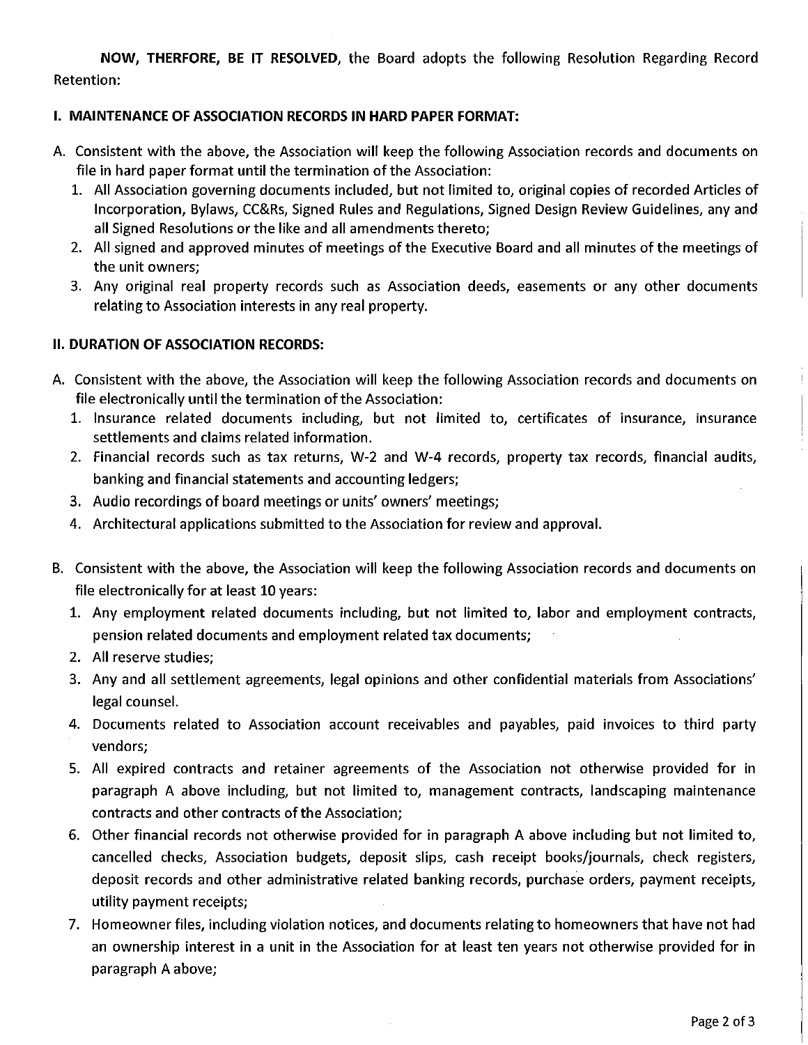**NOW, THERFORE, BE IT RESOLVED**, the Board adopts the following Resolution Regarding Record Retention:

**I. MAINTENANCE OF ASSOCIATION RECORDS IN HARD PAPER FORMAT:**

A. Consistent with the above, the Association will keep the following Association records and documents on file in hard paper format until the termination of the Association:
   1. All Association governing documents included, but not limited to, original copies of recorded Articles of Incorporation, Bylaws, CC&Rs, Signed Rules and Regulations, Signed Design Review Guidelines, any and all Signed Resolutions or the like and all amendments thereto;
   2. All signed and approved minutes of meetings of the Executive Board and all minutes of the meetings of the unit owners;
   3. Any original real property records such as Association deeds, easements or any other documents relating to Association interests in any real property.

**II. DURATION OF ASSOCIATION RECORDS:**

A. Consistent with the above, the Association will keep the following Association records and documents on file electronically until the termination of the Association:
   1. Insurance related documents including, but not limited to, certificates of insurance, insurance settlements and claims related information.
   2. Financial records such as tax returns, W-2 and W-4 records, property tax records, financial audits, banking and financial statements and accounting ledgers;
   3. Audio recordings of board meetings or units' owners' meetings;
   4. Architectural applications submitted to the Association for review and approval.

B. Consistent with the above, the Association will keep the following Association records and documents on file electronically for at least 10 years:
   1. Any employment related documents including, but not limited to, labor and employment contracts, pension related documents and employment related tax documents;
   2. All reserve studies;
   3. Any and all settlement agreements, legal opinions and other confidential materials from Associations' legal counsel.
   4. Documents related to Association account receivables and payables, paid invoices to third party vendors;
   5. All expired contracts and retainer agreements of the Association not otherwise provided for in paragraph A above including, but not limited to, management contracts, landscaping maintenance contracts and other contracts of the Association;
   6. Other financial records not otherwise provided for in paragraph A above including but not limited to, cancelled checks, Association budgets, deposit slips, cash receipt books/journals, check registers, deposit records and other administrative related banking records, purchase orders, payment receipts, utility payment receipts;
   7. Homeowner files, including violation notices, and documents relating to homeowners that have not had an ownership interest in a unit in the Association for at least ten years not otherwise provided for in paragraph A above;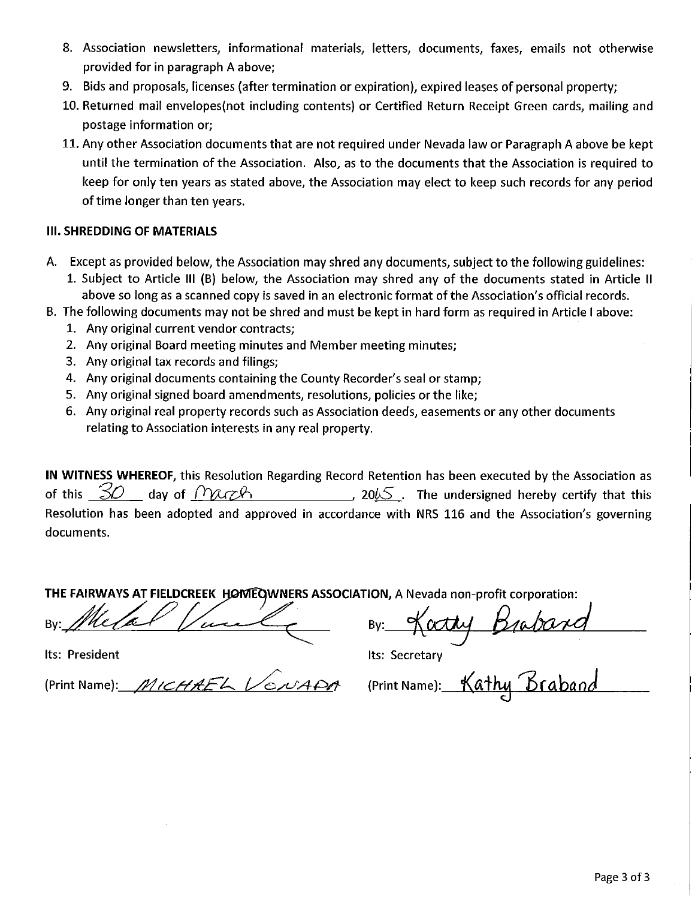8. Association newsletters, informational materials, letters, documents, faxes, emails not otherwise provided for in paragraph A above;
9. Bids and proposals, licenses (after termination or expiration), expired leases of personal property;
10. Returned mail envelopes(not including contents) or Certified Return Receipt Green cards, mailing and postage information or;
11. Any other Association documents that are not required under Nevada law or Paragraph A above be kept until the termination of the Association. Also, as to the documents that the Association is required to keep for only ten years as stated above, the Association may elect to keep such records for any period of time longer than ten years.

### III. SHREDDING OF MATERIALS

A. Except as provided below, the Association may shred any documents, subject to the following guidelines:
   1. Subject to Article III (B) below, the Association may shred any of the documents stated in Article II above so long as a scanned copy is saved in an electronic format of the Association's official records.

B. The following documents may not be shred and must be kept in hard form as required in Article I above:
   1. Any original current vendor contracts;
   2. Any original Board meeting minutes and Member meeting minutes;
   3. Any original tax records and filings;
   4. Any original documents containing the County Recorder's seal or stamp;
   5. Any original signed board amendments, resolutions, policies or the like;
   6. Any original real property records such as Association deeds, easements or any other documents relating to Association interests in any real property.

**IN WITNESS WHEREOF**, this Resolution Regarding Record Retention has been executed by the Association as of this 30 day of March, 2015. The undersigned hereby certify that this Resolution has been adopted and approved in accordance with NRS 116 and the Association's governing documents.

**THE FAIRWAYS AT FIELDCREEK HOMEOWNERS ASSOCIATION,** A Nevada non-profit corporation:

By: *[signature]*

Its: President

(Print Name): MICHAEL VONADA

By: *[signature]*

Its: Secretary

(Print Name): Kathy Braband